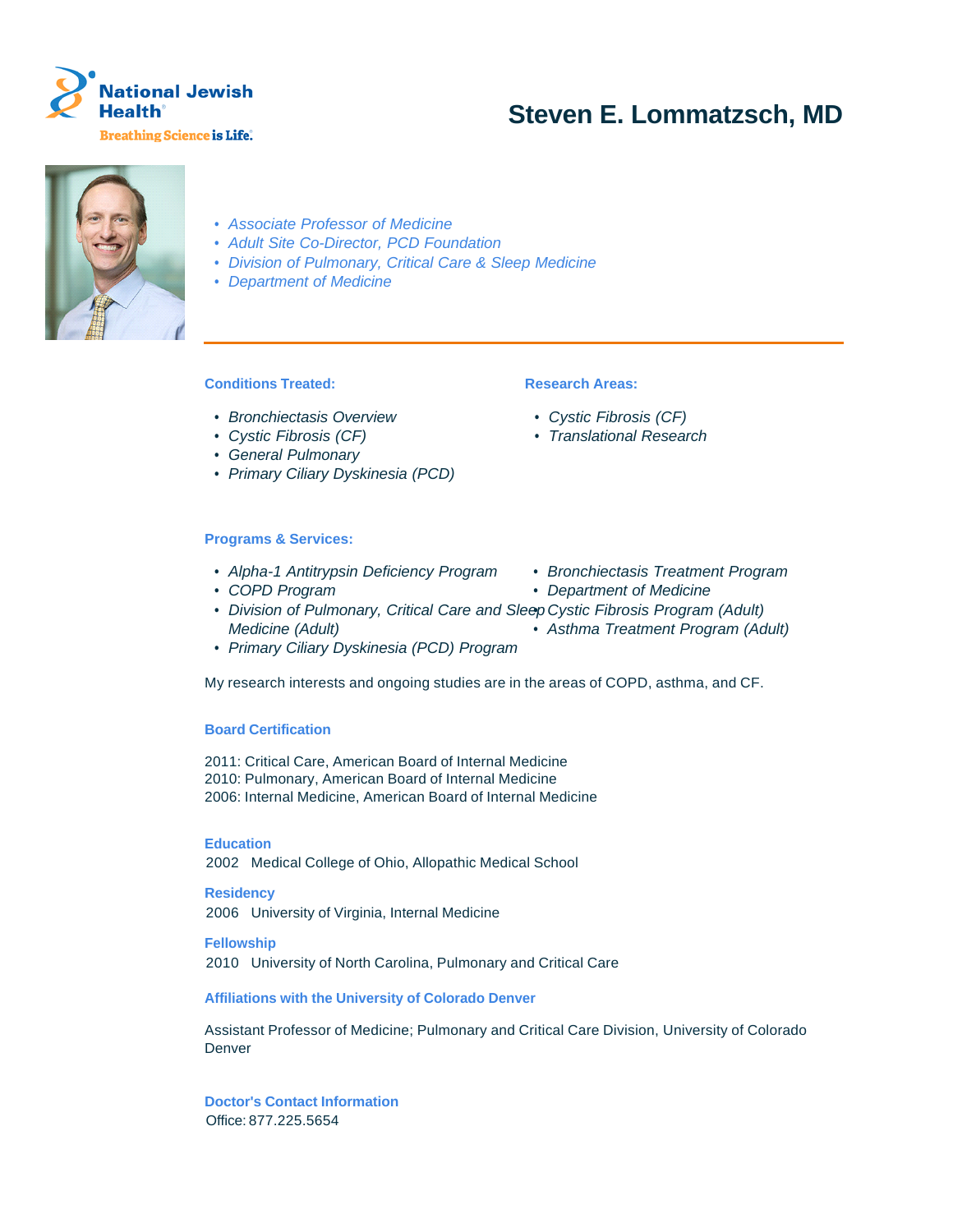National Jewish Health®

Breathing Science is Life.®

# Steven E. Lommatzsch, MD

- *Associate Professor of Medicine*
- *Adult Site Co-Director, PCD Foundation*
- *Division of Pulmonary, Critical Care & Sleep Medicine*
- *Department of Medicine*

### Conditions Treated:

- *Bronchiectasis Overview*
- *Cystic Fibrosis (CF)*
- *General Pulmonary*
- *Primary Ciliary Dyskinesia (PCD)*

### Research Areas:

- *Cystic Fibrosis (CF)*
- *Translational Research*

### Programs & Services:

- *Alpha-1 Antitrypsin Deficiency Program*
- *COPD Program*
- *Division of Pulmonary, Critical Care and Sleep Medicine (Adult)*
- *Primary Ciliary Dyskinesia (PCD) Program*
- *Bronchiectasis Treatment Program*
- *Department of Medicine*
- *Cystic Fibrosis Program (Adult)*
- *Asthma Treatment Program (Adult)*

My research interests and ongoing studies are in the areas of COPD, asthma, and CF.

### Board Certification

2011: Critical Care, American Board of Internal Medicine
2010: Pulmonary, American Board of Internal Medicine
2006: Internal Medicine, American Board of Internal Medicine

### Education

2002 Medical College of Ohio, Allopathic Medical School

### Residency

2006 University of Virginia, Internal Medicine

### Fellowship

2010 University of North Carolina, Pulmonary and Critical Care

### Affiliations with the University of Colorado Denver

Assistant Professor of Medicine; Pulmonary and Critical Care Division, University of Colorado Denver

### Doctor's Contact Information

Office: 877.225.5654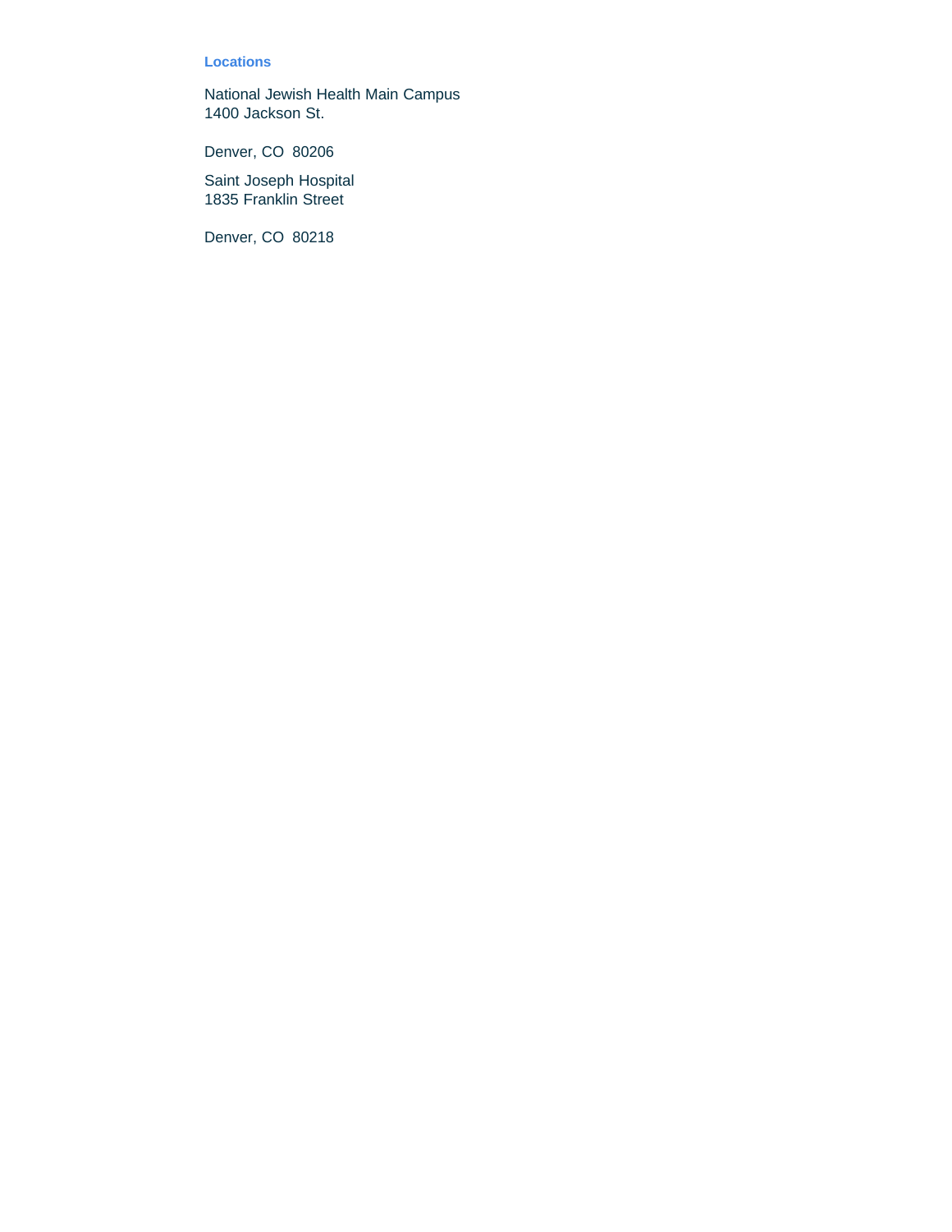### Locations

National Jewish Health Main Campus
1400 Jackson St.

Denver, CO  80206

Saint Joseph Hospital
1835 Franklin Street

Denver, CO  80218